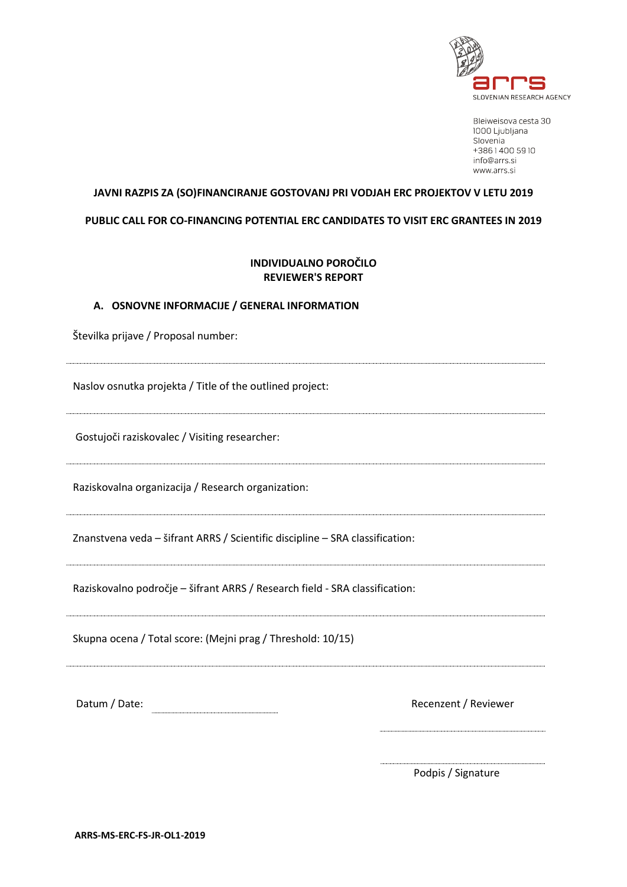SLOVENIAN RESEARCH AGENCY

Bleiweisova cesta 30
1000 Ljubljana
Slovenia
+386 1 400 59 10
info@arrs.si
www.arrs.si

**JAVNI RAZPIS ZA (SO)FINANCIRANJE GOSTOVANJ PRI VODJAH ERC PROJEKTOV V LETU 2019**

**PUBLIC CALL FOR CO-FINANCING POTENTIAL ERC CANDIDATES TO VISIT ERC GRANTEES IN 2019**

**INDIVIDUALNO POROČILO**
**REVIEWER'S REPORT**

## A. OSNOVNE INFORMACIJE / GENERAL INFORMATION

Številka prijave / Proposal number:

Naslov osnutka projekta / Title of the outlined project:

Gostujoči raziskovalec / Visiting researcher:

Raziskovalna organizacija / Research organization:

Znanstvena veda – šifrant ARRS / Scientific discipline – SRA classification:

Raziskovalno področje – šifrant ARRS / Research field - SRA classification:

Skupna ocena / Total score: (Mejni prag / Threshold: 10/15)

Datum / Date: ........................

Recenzent / Reviewer ........................

........................
Podpis / Signature

**ARRS-MS-ERC-FS-JR-OL1-2019**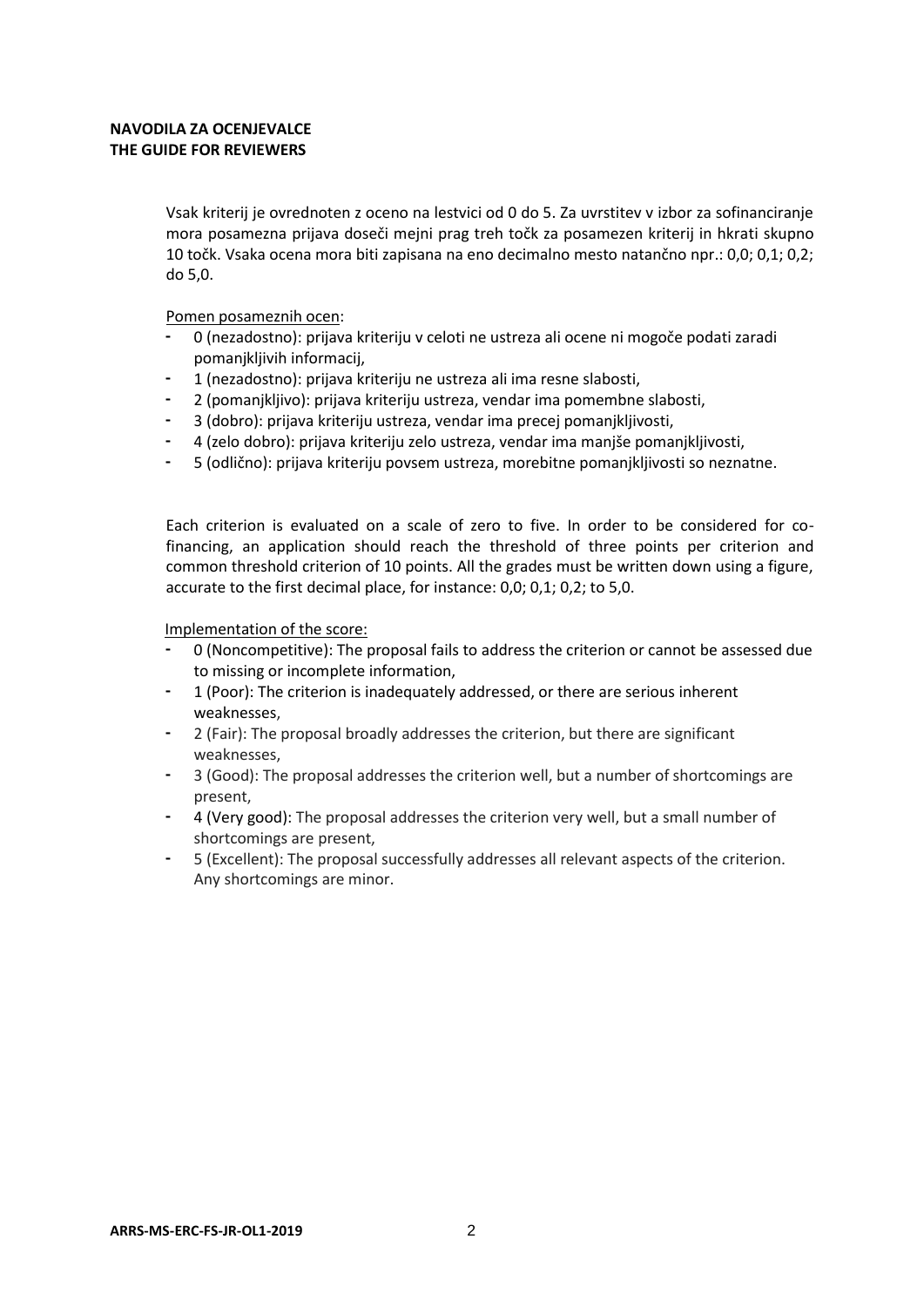**NAVODILA ZA OCENJEVALCE**
**THE GUIDE FOR REVIEWERS**

Vsak kriterij je ovrednoten z oceno na lestvici od 0 do 5. Za uvrstitev v izbor za sofinanciranje mora posamezna prijava doseči mejni prag treh točk za posamezen kriterij in hkrati skupno 10 točk. Vsaka ocena mora biti zapisana na eno decimalno mesto natančno npr.: 0,0; 0,1; 0,2; do 5,0.

Pomen posameznih ocen:

- 0 (nezadostno): prijava kriteriju v celoti ne ustreza ali ocene ni mogoče podati zaradi pomanjkljivih informacij,
- 1 (nezadostno): prijava kriteriju ne ustreza ali ima resne slabosti,
- 2 (pomanjkljivo): prijava kriteriju ustreza, vendar ima pomembne slabosti,
- 3 (dobro): prijava kriteriju ustreza, vendar ima precej pomanjkljivosti,
- 4 (zelo dobro): prijava kriteriju zelo ustreza, vendar ima manjše pomanjkljivosti,
- 5 (odlično): prijava kriteriju povsem ustreza, morebitne pomanjkljivosti so neznatne.

Each criterion is evaluated on a scale of zero to five. In order to be considered for co-financing, an application should reach the threshold of three points per criterion and common threshold criterion of 10 points. All the grades must be written down using a figure, accurate to the first decimal place, for instance: 0,0; 0,1; 0,2; to 5,0.

Implementation of the score:

- 0 (Noncompetitive): The proposal fails to address the criterion or cannot be assessed due to missing or incomplete information,
- 1 (Poor): The criterion is inadequately addressed, or there are serious inherent weaknesses,
- 2 (Fair): The proposal broadly addresses the criterion, but there are significant weaknesses,
- 3 (Good): The proposal addresses the criterion well, but a number of shortcomings are present,
- 4 (Very good): The proposal addresses the criterion very well, but a small number of shortcomings are present,
- 5 (Excellent): The proposal successfully addresses all relevant aspects of the criterion. Any shortcomings are minor.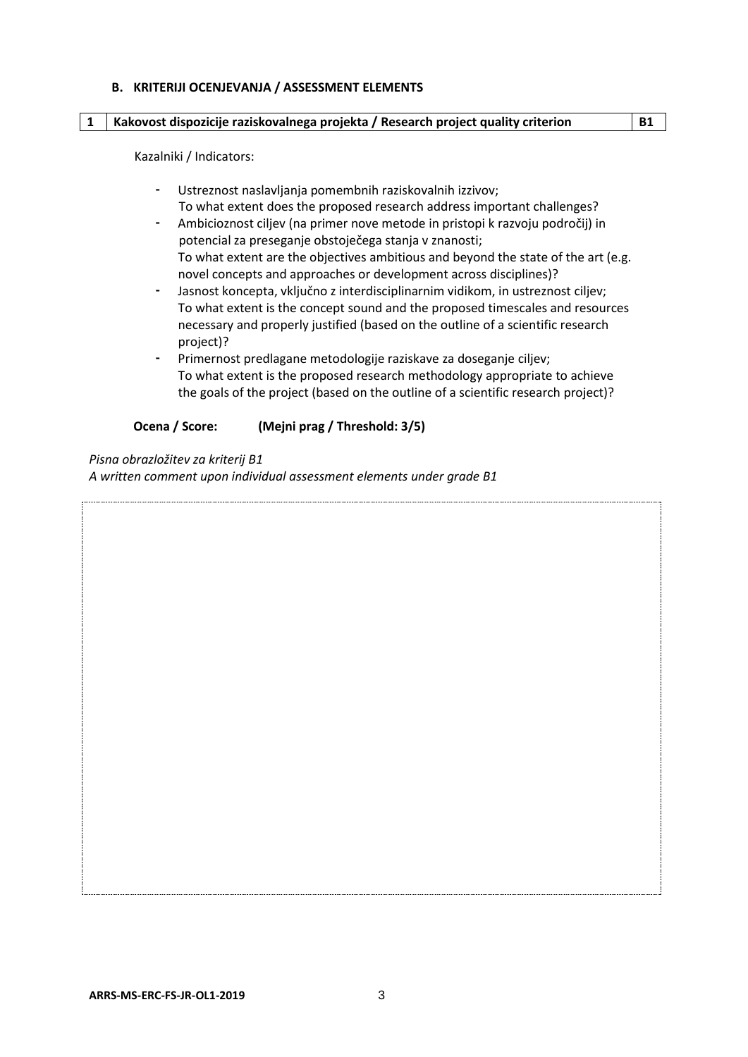**B. KRITERIJI OCENJEVANJA / ASSESSMENT ELEMENTS**

| 1 | Kakovost dispozicije raziskovalnega projekta / Research project quality criterion | B1 |
|---|---|---|

Kazalniki / Indicators:

- Ustreznost naslavljanja pomembnih raziskovalnih izzivov;
  To what extent does the proposed research address important challenges?
- Ambicioznost ciljev (na primer nove metode in pristopi k razvoju področij) in potencial za preseganje obstoječega stanja v znanosti;
  To what extent are the objectives ambitious and beyond the state of the art (e.g. novel concepts and approaches or development across disciplines)?
- Jasnost koncepta, vključno z interdisciplinarnim vidikom, in ustreznost ciljev;
  To what extent is the concept sound and the proposed timescales and resources necessary and properly justified (based on the outline of a scientific research project)?
- Primernost predlagane metodologije raziskave za doseganje ciljev;
  To what extent is the proposed research methodology appropriate to achieve the goals of the project (based on the outline of a scientific research project)?

**Ocena / Score: (Mejni prag / Threshold: 3/5)**

*Pisna obrazložitev za kriterij B1*

*A written comment upon individual assessment elements under grade B1*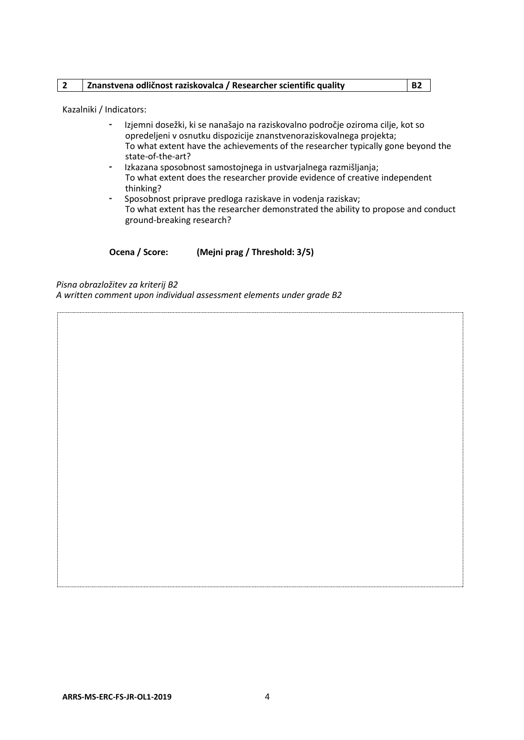| 2 | Znanstvena odličnost raziskovalca / Researcher scientific quality | B2 |
|---|---|---|

Kazalniki / Indicators:

- Izjemni dosežki, ki se nanašajo na raziskovalno področje oziroma cilje, kot so opredeljeni v osnutku dispozicije znanstvenoraziskovalnega projekta;
  To what extent have the achievements of the researcher typically gone beyond the state-of-the-art?
- Izkazana sposobnost samostojnega in ustvarjalnega razmišljanja;
  To what extent does the researcher provide evidence of creative independent thinking?
- Sposobnost priprave predloga raziskave in vodenja raziskav;
  To what extent has the researcher demonstrated the ability to propose and conduct ground-breaking research?

**Ocena / Score:** **(Mejni prag / Threshold: 3/5)**

*Pisna obrazložitev za kriterij B2*
*A written comment upon individual assessment elements under grade B2*

| |
|---|
| |

ARRS-MS-ERC-FS-JR-OL1-2019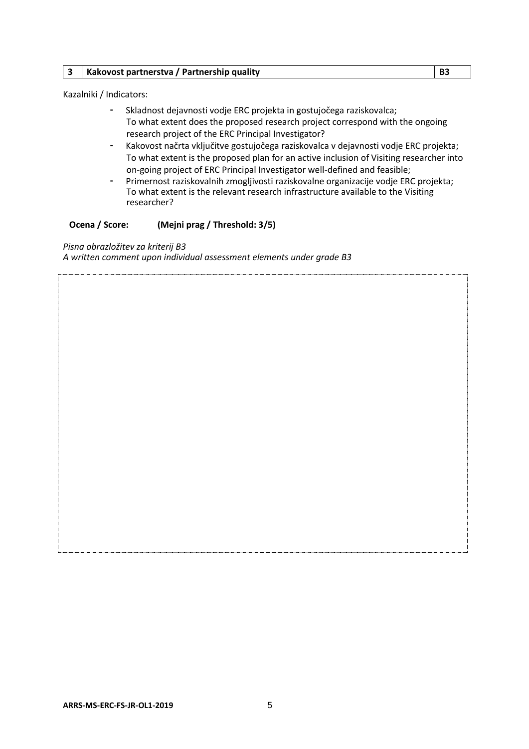| 3 | Kakovost partnerstva / Partnership quality | B3 |
|---|---|---|

Kazalniki / Indicators:

- Skladnost dejavnosti vodje ERC projekta in gostujočega raziskovalca;
  To what extent does the proposed research project correspond with the ongoing research project of the ERC Principal Investigator?
- Kakovost načrta vključitve gostujočega raziskovalca v dejavnosti vodje ERC projekta;
  To what extent is the proposed plan for an active inclusion of Visiting researcher into on-going project of ERC Principal Investigator well-defined and feasible;
- Primernost raziskovalnih zmogljivosti raziskovalne organizacije vodje ERC projekta;
  To what extent is the relevant research infrastructure available to the Visiting researcher?

**Ocena / Score:** **(Mejni prag / Threshold: 3/5)**

*Pisna obrazložitev za kriterij B3*
*A written comment upon individual assessment elements under grade B3*

| |
|---|
| |

ARRS-MS-ERC-FS-JR-OL1-2019